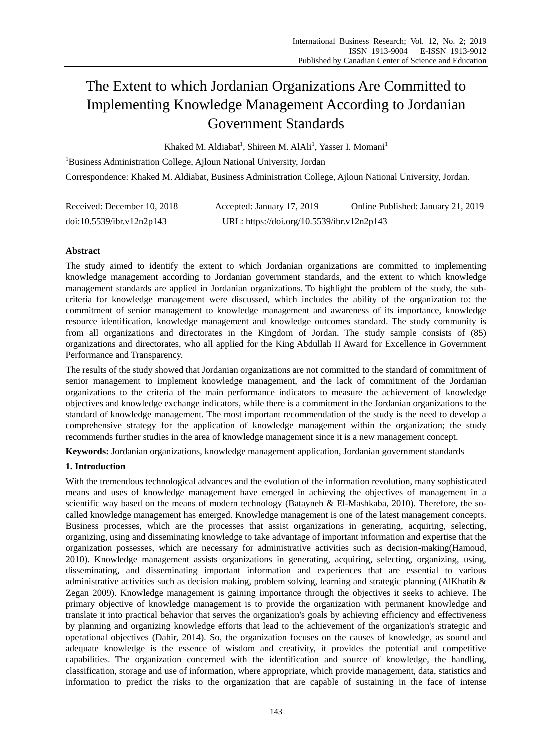# The Extent to which Jordanian Organizations Are Committed to Implementing Knowledge Management According to Jordanian Government Standards

Khaked M. Aldiabat[1], Shireen M. AlAli[1], Yasser I. Momani[1]

[1]Business Administration College, Ajloun National University, Jordan

Correspondence: Khaked M. Aldiabat, Business Administration College, Ajloun National University, Jordan.

Received: December 10, 2018 Accepted: January 17, 2019 Online Published: January 21, 2019

doi:10.5539/ibr.v12n2p143 URL: https://doi.org/10.5539/ibr.v12n2p143

## Abstract

The study aimed to identify the extent to which Jordanian organizations are committed to implementing knowledge management according to Jordanian government standards, and the extent to which knowledge management standards are applied in Jordanian organizations. To highlight the problem of the study, the sub-criteria for knowledge management were discussed, which includes the ability of the organization to: the commitment of senior management to knowledge management and awareness of its importance, knowledge resource identification, knowledge management and knowledge outcomes standard. The study community is from all organizations and directorates in the Kingdom of Jordan. The study sample consists of (85) organizations and directorates, who all applied for the King Abdullah II Award for Excellence in Government Performance and Transparency.

The results of the study showed that Jordanian organizations are not committed to the standard of commitment of senior management to implement knowledge management, and the lack of commitment of the Jordanian organizations to the criteria of the main performance indicators to measure the achievement of knowledge objectives and knowledge exchange indicators, while there is a commitment in the Jordanian organizations to the standard of knowledge management. The most important recommendation of the study is the need to develop a comprehensive strategy for the application of knowledge management within the organization; the study recommends further studies in the area of knowledge management since it is a new management concept.

**Keywords:** Jordanian organizations, knowledge management application, Jordanian government standards

## 1. Introduction

With the tremendous technological advances and the evolution of the information revolution, many sophisticated means and uses of knowledge management have emerged in achieving the objectives of management in a scientific way based on the means of modern technology (Batayneh & El-Mashkaba, 2010). Therefore, the so-called knowledge management has emerged. Knowledge management is one of the latest management concepts. Business processes, which are the processes that assist organizations in generating, acquiring, selecting, organizing, using and disseminating knowledge to take advantage of important information and expertise that the organization possesses, which are necessary for administrative activities such as decision-making(Hamoud, 2010). Knowledge management assists organizations in generating, acquiring, selecting, organizing, using, disseminating, and disseminating important information and experiences that are essential to various administrative activities such as decision making, problem solving, learning and strategic planning (AlKhatib & Zegan 2009). Knowledge management is gaining importance through the objectives it seeks to achieve. The primary objective of knowledge management is to provide the organization with permanent knowledge and translate it into practical behavior that serves the organization's goals by achieving efficiency and effectiveness by planning and organizing knowledge efforts that lead to the achievement of the organization's strategic and operational objectives (Dahir, 2014). So, the organization focuses on the causes of knowledge, as sound and adequate knowledge is the essence of wisdom and creativity, it provides the potential and competitive capabilities. The organization concerned with the identification and source of knowledge, the handling, classification, storage and use of information, where appropriate, which provide management, data, statistics and information to predict the risks to the organization that are capable of sustaining in the face of intense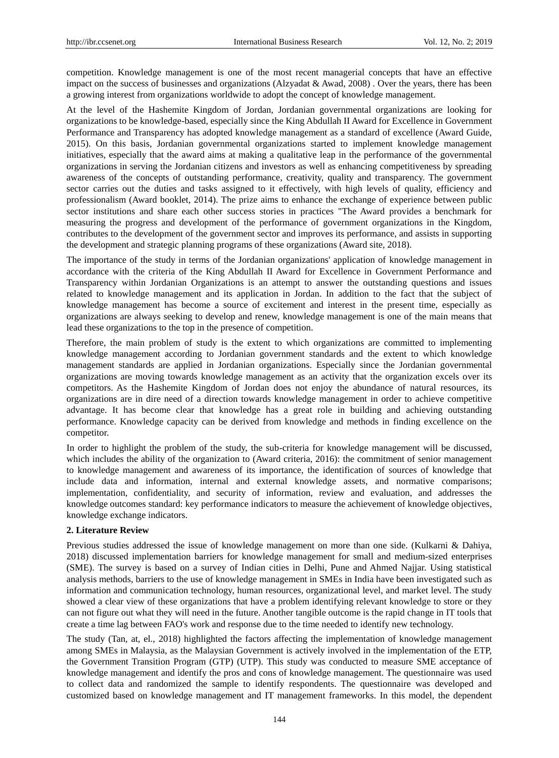competition. Knowledge management is one of the most recent managerial concepts that have an effective impact on the success of businesses and organizations (Alzyadat & Awad, 2008) . Over the years, there has been a growing interest from organizations worldwide to adopt the concept of knowledge management.

At the level of the Hashemite Kingdom of Jordan, Jordanian governmental organizations are looking for organizations to be knowledge-based, especially since the King Abdullah II Award for Excellence in Government Performance and Transparency has adopted knowledge management as a standard of excellence (Award Guide, 2015). On this basis, Jordanian governmental organizations started to implement knowledge management initiatives, especially that the award aims at making a qualitative leap in the performance of the governmental organizations in serving the Jordanian citizens and investors as well as enhancing competitiveness by spreading awareness of the concepts of outstanding performance, creativity, quality and transparency. The government sector carries out the duties and tasks assigned to it effectively, with high levels of quality, efficiency and professionalism (Award booklet, 2014). The prize aims to enhance the exchange of experience between public sector institutions and share each other success stories in practices "The Award provides a benchmark for measuring the progress and development of the performance of government organizations in the Kingdom, contributes to the development of the government sector and improves its performance, and assists in supporting the development and strategic planning programs of these organizations (Award site, 2018).

The importance of the study in terms of the Jordanian organizations' application of knowledge management in accordance with the criteria of the King Abdullah II Award for Excellence in Government Performance and Transparency within Jordanian Organizations is an attempt to answer the outstanding questions and issues related to knowledge management and its application in Jordan. In addition to the fact that the subject of knowledge management has become a source of excitement and interest in the present time, especially as organizations are always seeking to develop and renew, knowledge management is one of the main means that lead these organizations to the top in the presence of competition.

Therefore, the main problem of study is the extent to which organizations are committed to implementing knowledge management according to Jordanian government standards and the extent to which knowledge management standards are applied in Jordanian organizations. Especially since the Jordanian governmental organizations are moving towards knowledge management as an activity that the organization excels over its competitors. As the Hashemite Kingdom of Jordan does not enjoy the abundance of natural resources, its organizations are in dire need of a direction towards knowledge management in order to achieve competitive advantage. It has become clear that knowledge has a great role in building and achieving outstanding performance. Knowledge capacity can be derived from knowledge and methods in finding excellence on the competitor.

In order to highlight the problem of the study, the sub-criteria for knowledge management will be discussed, which includes the ability of the organization to (Award criteria, 2016): the commitment of senior management to knowledge management and awareness of its importance, the identification of sources of knowledge that include data and information, internal and external knowledge assets, and normative comparisons; implementation, confidentiality, and security of information, review and evaluation, and addresses the knowledge outcomes standard: key performance indicators to measure the achievement of knowledge objectives, knowledge exchange indicators.

## 2. Literature Review

Previous studies addressed the issue of knowledge management on more than one side. (Kulkarni & Dahiya, 2018) discussed implementation barriers for knowledge management for small and medium-sized enterprises (SME). The survey is based on a survey of Indian cities in Delhi, Pune and Ahmed Najjar. Using statistical analysis methods, barriers to the use of knowledge management in SMEs in India have been investigated such as information and communication technology, human resources, organizational level, and market level. The study showed a clear view of these organizations that have a problem identifying relevant knowledge to store or they can not figure out what they will need in the future. Another tangible outcome is the rapid change in IT tools that create a time lag between FAO's work and response due to the time needed to identify new technology.

The study (Tan, at, el., 2018) highlighted the factors affecting the implementation of knowledge management among SMEs in Malaysia, as the Malaysian Government is actively involved in the implementation of the ETP, the Government Transition Program (GTP) (UTP). This study was conducted to measure SME acceptance of knowledge management and identify the pros and cons of knowledge management. The questionnaire was used to collect data and randomized the sample to identify respondents. The questionnaire was developed and customized based on knowledge management and IT management frameworks. In this model, the dependent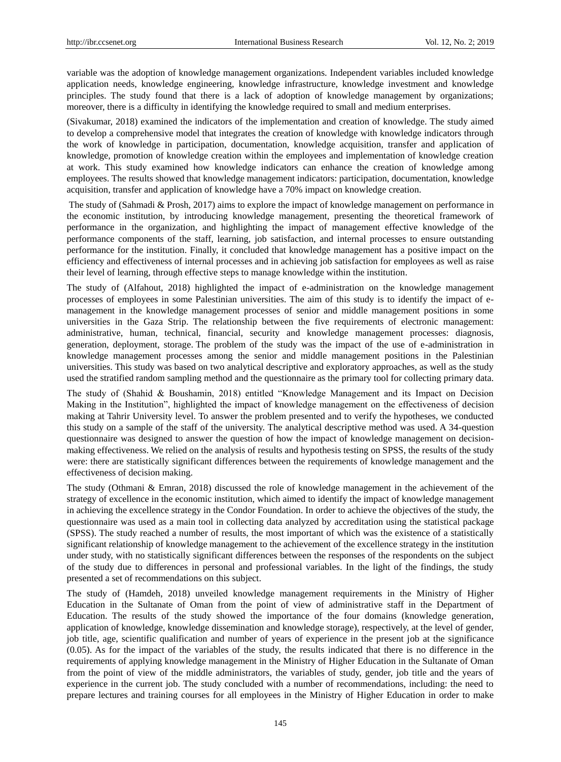variable was the adoption of knowledge management organizations. Independent variables included knowledge application needs, knowledge engineering, knowledge infrastructure, knowledge investment and knowledge principles. The study found that there is a lack of adoption of knowledge management by organizations; moreover, there is a difficulty in identifying the knowledge required to small and medium enterprises.

(Sivakumar, 2018) examined the indicators of the implementation and creation of knowledge. The study aimed to develop a comprehensive model that integrates the creation of knowledge with knowledge indicators through the work of knowledge in participation, documentation, knowledge acquisition, transfer and application of knowledge, promotion of knowledge creation within the employees and implementation of knowledge creation at work. This study examined how knowledge indicators can enhance the creation of knowledge among employees. The results showed that knowledge management indicators: participation, documentation, knowledge acquisition, transfer and application of knowledge have a 70% impact on knowledge creation.

The study of (Sahmadi & Prosh, 2017) aims to explore the impact of knowledge management on performance in the economic institution, by introducing knowledge management, presenting the theoretical framework of performance in the organization, and highlighting the impact of management effective knowledge of the performance components of the staff, learning, job satisfaction, and internal processes to ensure outstanding performance for the institution. Finally, it concluded that knowledge management has a positive impact on the efficiency and effectiveness of internal processes and in achieving job satisfaction for employees as well as raise their level of learning, through effective steps to manage knowledge within the institution.

The study of (Alfahout, 2018) highlighted the impact of e-administration on the knowledge management processes of employees in some Palestinian universities. The aim of this study is to identify the impact of e-management in the knowledge management processes of senior and middle management positions in some universities in the Gaza Strip. The relationship between the five requirements of electronic management: administrative, human, technical, financial, security and knowledge management processes: diagnosis, generation, deployment, storage. The problem of the study was the impact of the use of e-administration in knowledge management processes among the senior and middle management positions in the Palestinian universities. This study was based on two analytical descriptive and exploratory approaches, as well as the study used the stratified random sampling method and the questionnaire as the primary tool for collecting primary data.

The study of (Shahid & Boushamin, 2018) entitled "Knowledge Management and its Impact on Decision Making in the Institution", highlighted the impact of knowledge management on the effectiveness of decision making at Tahrir University level. To answer the problem presented and to verify the hypotheses, we conducted this study on a sample of the staff of the university. The analytical descriptive method was used. A 34-question questionnaire was designed to answer the question of how the impact of knowledge management on decision-making effectiveness. We relied on the analysis of results and hypothesis testing on SPSS, the results of the study were: there are statistically significant differences between the requirements of knowledge management and the effectiveness of decision making.

The study (Othmani & Emran, 2018) discussed the role of knowledge management in the achievement of the strategy of excellence in the economic institution, which aimed to identify the impact of knowledge management in achieving the excellence strategy in the Condor Foundation. In order to achieve the objectives of the study, the questionnaire was used as a main tool in collecting data analyzed by accreditation using the statistical package (SPSS). The study reached a number of results, the most important of which was the existence of a statistically significant relationship of knowledge management to the achievement of the excellence strategy in the institution under study, with no statistically significant differences between the responses of the respondents on the subject of the study due to differences in personal and professional variables. In the light of the findings, the study presented a set of recommendations on this subject.

The study of (Hamdeh, 2018) unveiled knowledge management requirements in the Ministry of Higher Education in the Sultanate of Oman from the point of view of administrative staff in the Department of Education. The results of the study showed the importance of the four domains (knowledge generation, application of knowledge, knowledge dissemination and knowledge storage), respectively, at the level of gender, job title, age, scientific qualification and number of years of experience in the present job at the significance (0.05). As for the impact of the variables of the study, the results indicated that there is no difference in the requirements of applying knowledge management in the Ministry of Higher Education in the Sultanate of Oman from the point of view of the middle administrators, the variables of study, gender, job title and the years of experience in the current job. The study concluded with a number of recommendations, including: the need to prepare lectures and training courses for all employees in the Ministry of Higher Education in order to make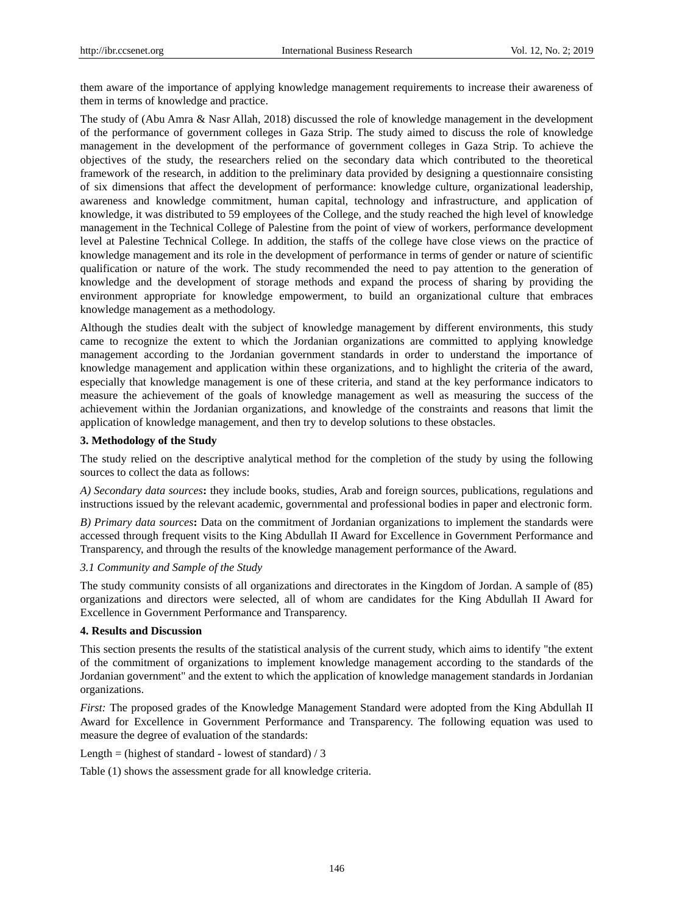them aware of the importance of applying knowledge management requirements to increase their awareness of them in terms of knowledge and practice.

The study of (Abu Amra & Nasr Allah, 2018) discussed the role of knowledge management in the development of the performance of government colleges in Gaza Strip. The study aimed to discuss the role of knowledge management in the development of the performance of government colleges in Gaza Strip. To achieve the objectives of the study, the researchers relied on the secondary data which contributed to the theoretical framework of the research, in addition to the preliminary data provided by designing a questionnaire consisting of six dimensions that affect the development of performance: knowledge culture, organizational leadership, awareness and knowledge commitment, human capital, technology and infrastructure, and application of knowledge, it was distributed to 59 employees of the College, and the study reached the high level of knowledge management in the Technical College of Palestine from the point of view of workers, performance development level at Palestine Technical College. In addition, the staffs of the college have close views on the practice of knowledge management and its role in the development of performance in terms of gender or nature of scientific qualification or nature of the work. The study recommended the need to pay attention to the generation of knowledge and the development of storage methods and expand the process of sharing by providing the environment appropriate for knowledge empowerment, to build an organizational culture that embraces knowledge management as a methodology.

Although the studies dealt with the subject of knowledge management by different environments, this study came to recognize the extent to which the Jordanian organizations are committed to applying knowledge management according to the Jordanian government standards in order to understand the importance of knowledge management and application within these organizations, and to highlight the criteria of the award, especially that knowledge management is one of these criteria, and stand at the key performance indicators to measure the achievement of the goals of knowledge management as well as measuring the success of the achievement within the Jordanian organizations, and knowledge of the constraints and reasons that limit the application of knowledge management, and then try to develop solutions to these obstacles.

## 3. Methodology of the Study

The study relied on the descriptive analytical method for the completion of the study by using the following sources to collect the data as follows:

*A) Secondary data sources***:** they include books, studies, Arab and foreign sources, publications, regulations and instructions issued by the relevant academic, governmental and professional bodies in paper and electronic form.

*B) Primary data sources***:** Data on the commitment of Jordanian organizations to implement the standards were accessed through frequent visits to the King Abdullah II Award for Excellence in Government Performance and Transparency, and through the results of the knowledge management performance of the Award.

### *3.1 Community and Sample of the Study*

The study community consists of all organizations and directorates in the Kingdom of Jordan. A sample of (85) organizations and directors were selected, all of whom are candidates for the King Abdullah II Award for Excellence in Government Performance and Transparency.

## 4. Results and Discussion

This section presents the results of the statistical analysis of the current study, which aims to identify "the extent of the commitment of organizations to implement knowledge management according to the standards of the Jordanian government" and the extent to which the application of knowledge management standards in Jordanian organizations.

*First:* The proposed grades of the Knowledge Management Standard were adopted from the King Abdullah II Award for Excellence in Government Performance and Transparency. The following equation was used to measure the degree of evaluation of the standards:

Length = (highest of standard - lowest of standard) / 3

Table (1) shows the assessment grade for all knowledge criteria.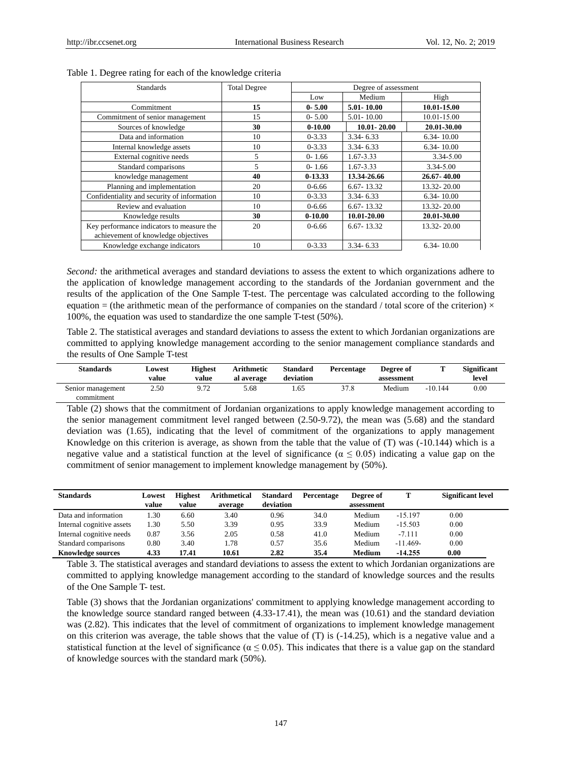Table 1. Degree rating for each of the knowledge criteria

| Standards | Total Degree | Degree of assessment | | |
|---|---|---|---|---|
| | | Low | Medium | High |
| **Commitment** | **15** | **0- 5.00** | **5.01- 10.00** | **10.01-15.00** |
| Commitment of senior management | 15 | 0- 5.00 | 5.01- 10.00 | 10.01-15.00 |
| **Sources of knowledge** | **30** | **0-10.00** | **10.01- 20.00** | **20.01-30.00** |
| Data and information | 10 | 0-3.33 | 3.34- 6.33 | 6.34- 10.00 |
| Internal knowledge assets | 10 | 0-3.33 | 3.34- 6.33 | 6.34- 10.00 |
| External cognitive needs | 5 | 0- 1.66 | 1.67-3.33 | 3.34-5.00 |
| Standard comparisons | 5 | 0- 1.66 | 1.67-3.33 | 3.34-5.00 |
| **knowledge management** | **40** | **0-13.33** | **13.34-26.66** | **26.67- 40.00** |
| Planning and implementation | 20 | 0-6.66 | 6.67- 13.32 | 13.32- 20.00 |
| Confidentiality and security of information | 10 | 0-3.33 | 3.34- 6.33 | 6.34- 10.00 |
| Review and evaluation | 10 | 0-6.66 | 6.67- 13.32 | 13.32- 20.00 |
| **Knowledge results** | **30** | **0-10.00** | **10.01-20.00** | **20.01-30.00** |
| Key performance indicators to measure the achievement of knowledge objectives | 20 | 0-6.66 | 6.67- 13.32 | 13.32- 20.00 |
| Knowledge exchange indicators | 10 | 0-3.33 | 3.34- 6.33 | 6.34- 10.00 |

*Second:* the arithmetical averages and standard deviations to assess the extent to which organizations adhere to the application of knowledge management according to the standards of the Jordanian government and the results of the application of the One Sample T-test. The percentage was calculated according to the following equation = (the arithmetic mean of the performance of companies on the standard / total score of the criterion) × 100%, the equation was used to standardize the one sample T-test (50%).

Table 2. The statistical averages and standard deviations to assess the extent to which Jordanian organizations are committed to applying knowledge management according to the senior management compliance standards and the results of One Sample T-test

| Standards | Lowest value | Highest value | Arithmetical average | Standard deviation | Percentage | Degree of assessment | T | Significant level |
|---|---|---|---|---|---|---|---|---|
| Senior management commitment | 2.50 | 9.72 | 5.68 | 1.65 | 37.8 | Medium | -10.144 | 0.00 |

Table (2) shows that the commitment of Jordanian organizations to apply knowledge management according to the senior management commitment level ranged between (2.50-9.72), the mean was (5.68) and the standard deviation was (1.65), indicating that the level of commitment of the organizations to apply management Knowledge on this criterion is average, as shown from the table that the value of (T) was (-10.144) which is a negative value and a statistical function at the level of significance ($\alpha \leq 0.05$) indicating a value gap on the commitment of senior management to implement knowledge management by (50%).

| Standards | Lowest value | Highest value | Arithmetical average | Standard deviation | Percentage | Degree of assessment | T | Significant level |
|---|---|---|---|---|---|---|---|---|
| Data and information | 1.30 | 6.60 | 3.40 | 0.96 | 34.0 | Medium | -15.197 | 0.00 |
| Internal cognitive assets | 1.30 | 5.50 | 3.39 | 0.95 | 33.9 | Medium | -15.503 | 0.00 |
| Internal cognitive needs | 0.87 | 3.56 | 2.05 | 0.58 | 41.0 | Medium | -7.111 | 0.00 |
| Standard comparisons | 0.80 | 3.40 | 1.78 | 0.57 | 35.6 | Medium | -11.469- | 0.00 |
| **Knowledge sources** | **4.33** | **17.41** | **10.61** | **2.82** | **35.4** | **Medium** | **-14.255** | **0.00** |

Table 3. The statistical averages and standard deviations to assess the extent to which Jordanian organizations are committed to applying knowledge management according to the standard of knowledge sources and the results of the One Sample T- test.

Table (3) shows that the Jordanian organizations' commitment to applying knowledge management according to the knowledge source standard ranged between (4.33-17.41), the mean was (10.61) and the standard deviation was (2.82). This indicates that the level of commitment of organizations to implement knowledge management on this criterion was average, the table shows that the value of (T) is (-14.25), which is a negative value and a statistical function at the level of significance ($\alpha \leq 0.05$). This indicates that there is a value gap on the standard of knowledge sources with the standard mark (50%).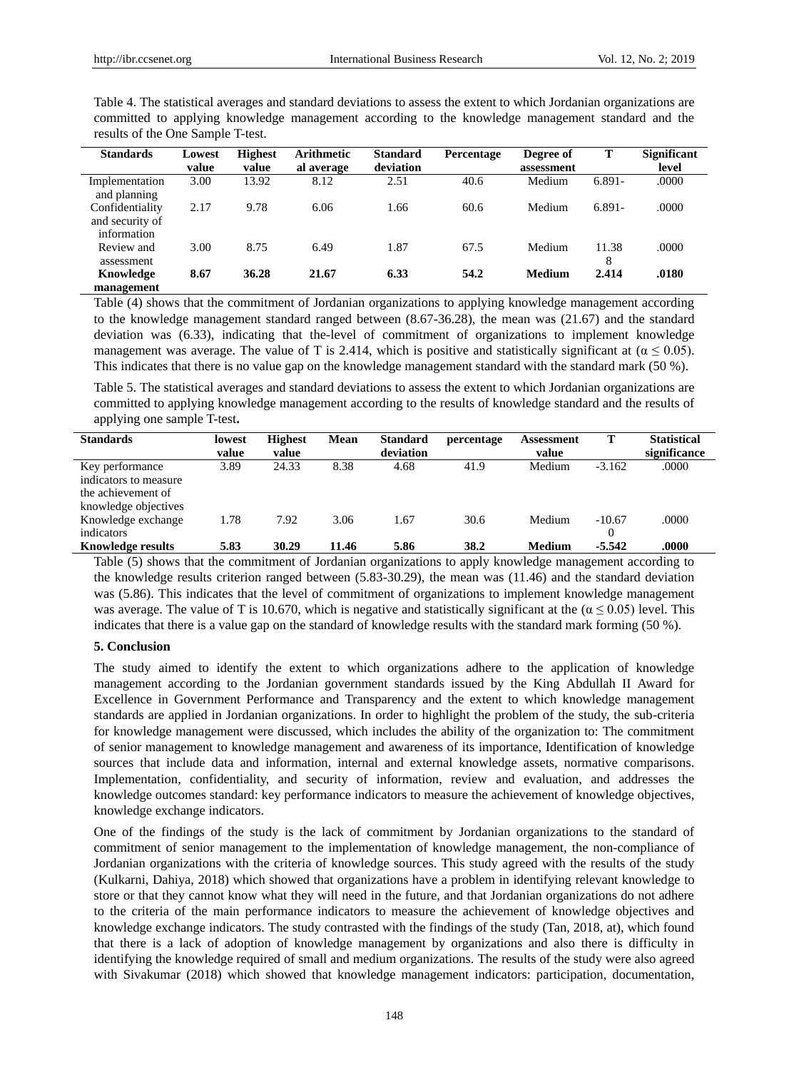Table 4. The statistical averages and standard deviations to assess the extent to which Jordanian organizations are committed to applying knowledge management according to the knowledge management standard and the results of the One Sample T-test.

| Standards | Lowest value | Highest value | Arithmetical average | Standard deviation | Percentage | Degree of assessment | T | Significant level |
|---|---|---|---|---|---|---|---|---|
| Implementation and planning | 3.00 | 13.92 | 8.12 | 2.51 | 40.6 | Medium | 6.891- | .0000 |
| Confidentiality and security of information | 2.17 | 9.78 | 6.06 | 1.66 | 60.6 | Medium | 6.891- | .0000 |
| Review and assessment | 3.00 | 8.75 | 6.49 | 1.87 | 67.5 | Medium | 11.388 | .0000 |
| **Knowledge management** | **8.67** | **36.28** | **21.67** | **6.33** | **54.2** | **Medium** | **2.414** | **.0180** |

Table (4) shows that the commitment of Jordanian organizations to applying knowledge management according to the knowledge management standard ranged between (8.67-36.28), the mean was (21.67) and the standard deviation was (6.33), indicating that the-level of commitment of organizations to implement knowledge management was average. The value of T is 2.414, which is positive and statistically significant at ($\alpha \leq 0.05$). This indicates that there is no value gap on the knowledge management standard with the standard mark (50 %).

Table 5. The statistical averages and standard deviations to assess the extent to which Jordanian organizations are committed to applying knowledge management according to the results of knowledge standard and the results of applying one sample T-test**.**

| Standards | lowest value | Highest value | Mean | Standard deviation | percentage | Assessment value | T | Statistical significance |
|---|---|---|---|---|---|---|---|---|
| Key performance indicators to measure the achievement of knowledge objectives | 3.89 | 24.33 | 8.38 | 4.68 | 41.9 | Medium | -3.162 | .0000 |
| Knowledge exchange indicators | 1.78 | 7.92 | 3.06 | 1.67 | 30.6 | Medium | -10.670 | .0000 |
| **Knowledge results** | **5.83** | **30.29** | **11.46** | **5.86** | **38.2** | **Medium** | **-5.542** | **.0000** |

Table (5) shows that the commitment of Jordanian organizations to apply knowledge management according to the knowledge results criterion ranged between (5.83-30.29), the mean was (11.46) and the standard deviation was (5.86). This indicates that the level of commitment of organizations to implement knowledge management was average. The value of T is 10.670, which is negative and statistically significant at the ($\alpha \leq 0.05$) level. This indicates that there is a value gap on the standard of knowledge results with the standard mark forming (50 %).

## 5. Conclusion

The study aimed to identify the extent to which organizations adhere to the application of knowledge management according to the Jordanian government standards issued by the King Abdullah II Award for Excellence in Government Performance and Transparency and the extent to which knowledge management standards are applied in Jordanian organizations. In order to highlight the problem of the study, the sub-criteria for knowledge management were discussed, which includes the ability of the organization to: The commitment of senior management to knowledge management and awareness of its importance, Identification of knowledge sources that include data and information, internal and external knowledge assets, normative comparisons. Implementation, confidentiality, and security of information, review and evaluation, and addresses the knowledge outcomes standard: key performance indicators to measure the achievement of knowledge objectives, knowledge exchange indicators.

One of the findings of the study is the lack of commitment by Jordanian organizations to the standard of commitment of senior management to the implementation of knowledge management, the non-compliance of Jordanian organizations with the criteria of knowledge sources. This study agreed with the results of the study (Kulkarni, Dahiya, 2018) which showed that organizations have a problem in identifying relevant knowledge to store or that they cannot know what they will need in the future, and that Jordanian organizations do not adhere to the criteria of the main performance indicators to measure the achievement of knowledge objectives and knowledge exchange indicators. The study contrasted with the findings of the study (Tan, 2018, at), which found that there is a lack of adoption of knowledge management by organizations and also there is difficulty in identifying the knowledge required of small and medium organizations. The results of the study were also agreed with Sivakumar (2018) which showed that knowledge management indicators: participation, documentation,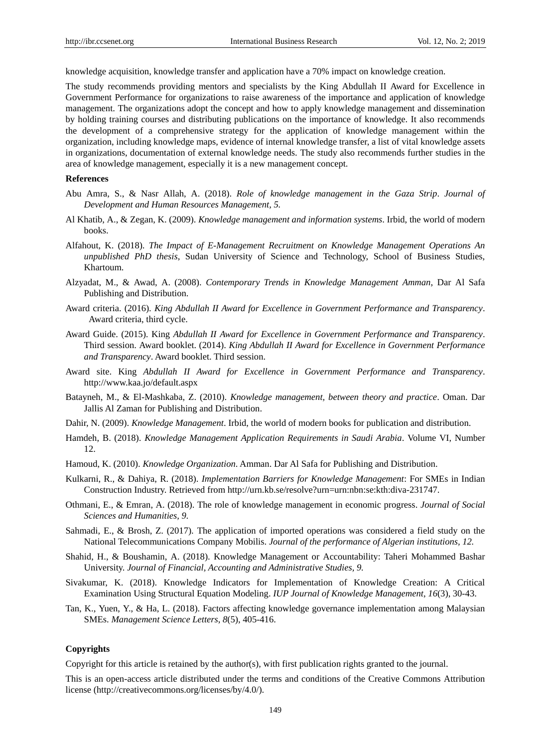knowledge acquisition, knowledge transfer and application have a 70% impact on knowledge creation.

The study recommends providing mentors and specialists by the King Abdullah II Award for Excellence in Government Performance for organizations to raise awareness of the importance and application of knowledge management. The organizations adopt the concept and how to apply knowledge management and dissemination by holding training courses and distributing publications on the importance of knowledge. It also recommends the development of a comprehensive strategy for the application of knowledge management within the organization, including knowledge maps, evidence of internal knowledge transfer, a list of vital knowledge assets in organizations, documentation of external knowledge needs. The study also recommends further studies in the area of knowledge management, especially it is a new management concept.

**References**

Abu Amra, S., & Nasr Allah, A. (2018). *Role of knowledge management in the Gaza Strip*. *Journal of Development and Human Resources Management, 5.*

Al Khatib, A., & Zegan, K. (2009). *Knowledge management and information systems*. Irbid, the world of modern books.

Alfahout, K. (2018). *The Impact of E-Management Recruitment on Knowledge Management Operations An unpublished PhD thesis*, Sudan University of Science and Technology, School of Business Studies, Khartoum.

Alzyadat, M., & Awad, A. (2008). *Contemporary Trends in Knowledge Management Amman*, Dar Al Safa Publishing and Distribution.

Award criteria. (2016). *King Abdullah II Award for Excellence in Government Performance and Transparency*. Award criteria, third cycle.

Award Guide. (2015). King *Abdullah II Award for Excellence in Government Performance and Transparency*. Third session. Award booklet. (2014). *King Abdullah II Award for Excellence in Government Performance and Transparency*. Award booklet. Third session.

Award site. King *Abdullah II Award for Excellence in Government Performance and Transparency*. http://www.kaa.jo/default.aspx

Batayneh, M., & El-Mashkaba, Z. (2010). *Knowledge management, between theory and practice*. Oman. Dar Jallis Al Zaman for Publishing and Distribution.

Dahir, N. (2009). *Knowledge Management*. Irbid, the world of modern books for publication and distribution.

Hamdeh, B. (2018). *Knowledge Management Application Requirements in Saudi Arabia*. Volume VI, Number 12.

Hamoud, K. (2010). *Knowledge Organization*. Amman. Dar Al Safa for Publishing and Distribution.

Kulkarni, R., & Dahiya, R. (2018). *Implementation Barriers for Knowledge Management*: For SMEs in Indian Construction Industry. Retrieved from http://urn.kb.se/resolve?urn=urn:nbn:se:kth:diva-231747.

Othmani, E., & Emran, A. (2018). The role of knowledge management in economic progress. *Journal of Social Sciences and Humanities, 9.*

Sahmadi, E., & Brosh, Z. (2017). The application of imported operations was considered a field study on the National Telecommunications Company Mobilis. *Journal of the performance of Algerian institutions, 12.*

Shahid, H., & Boushamin, A. (2018). Knowledge Management or Accountability: Taheri Mohammed Bashar University. *Journal of Financial, Accounting and Administrative Studies, 9.*

Sivakumar, K. (2018). Knowledge Indicators for Implementation of Knowledge Creation: A Critical Examination Using Structural Equation Modeling. *IUP Journal of Knowledge Management*, *16*(3), 30-43.

Tan, K., Yuen, Y., & Ha, L. (2018). Factors affecting knowledge governance implementation among Malaysian SMEs. *Management Science Letters*, *8*(5), 405-416.

**Copyrights**

Copyright for this article is retained by the author(s), with first publication rights granted to the journal.

This is an open-access article distributed under the terms and conditions of the Creative Commons Attribution license (http://creativecommons.org/licenses/by/4.0/).